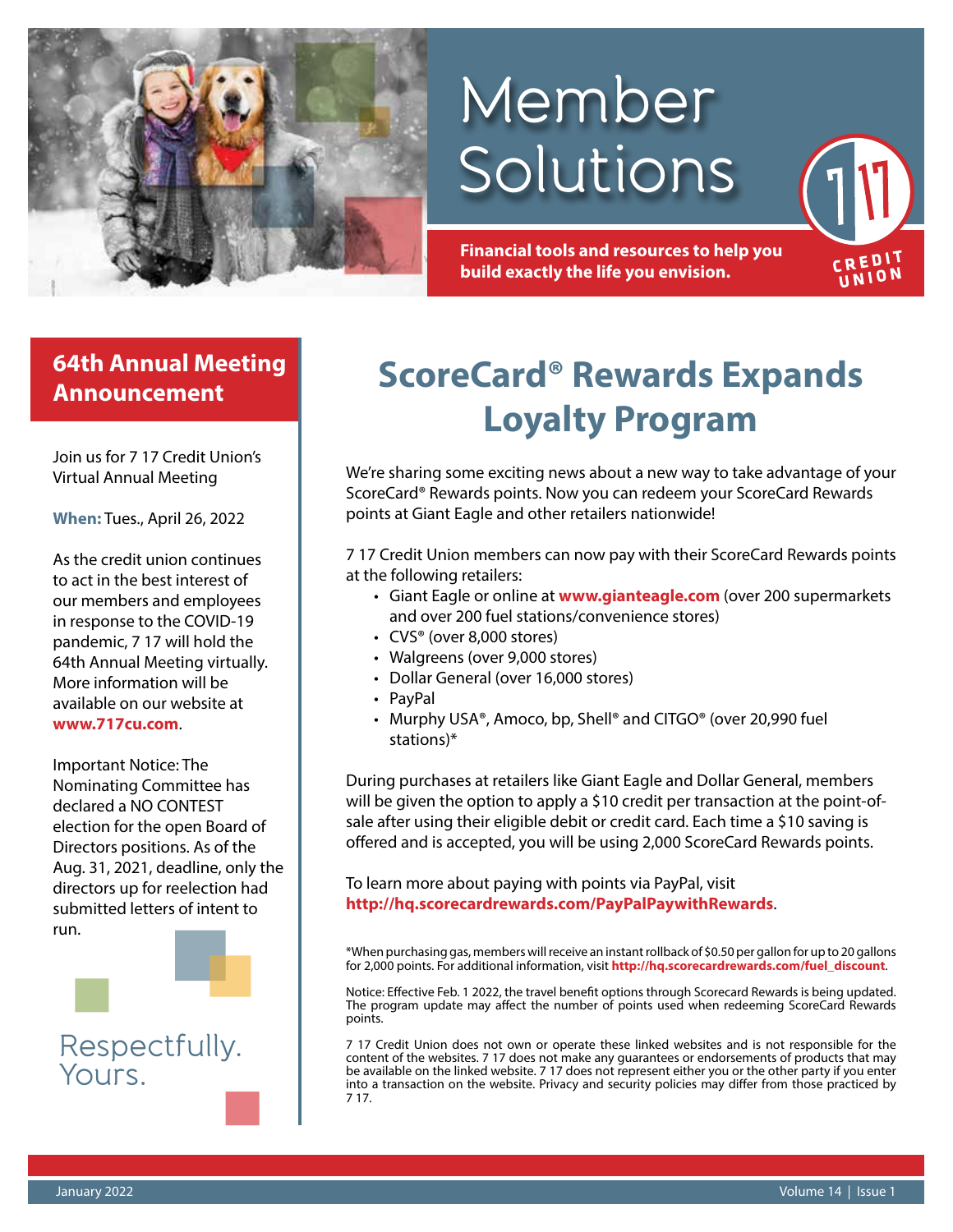# Member Solutions

**Financial tools and resources to help you build exactly the life you envision.**

7 17 CREDIT UNION

## 64th Annual Meeting Announcement

Join us for 7 17 Credit Union's Virtual Annual Meeting

**When:** Tues., April 26, 2022

As the credit union continues to act in the best interest of our members and employees in response to the COVID-19 pandemic, 7 17 will hold the 64th Annual Meeting virtually. More information will be available on our website at **www.717cu.com**.

Important Notice: The Nominating Committee has declared a NO CONTEST election for the open Board of Directors positions. As of the Aug. 31, 2021, deadline, only the directors up for reelection had submitted letters of intent to run.

Respectfully. Yours.

## ScoreCard® Rewards Expands Loyalty Program

We're sharing some exciting news about a new way to take advantage of your ScoreCard® Rewards points. Now you can redeem your ScoreCard Rewards points at Giant Eagle and other retailers nationwide!

7 17 Credit Union members can now pay with their ScoreCard Rewards points at the following retailers:

- Giant Eagle or online at **www.gianteagle.com** (over 200 supermarkets and over 200 fuel stations/convenience stores)
- CVS® (over 8,000 stores)
- Walgreens (over 9,000 stores)
- Dollar General (over 16,000 stores)
- PayPal
- Murphy USA®, Amoco, bp, Shell® and CITGO® (over 20,990 fuel stations)*

During purchases at retailers like Giant Eagle and Dollar General, members will be given the option to apply a $10 credit per transaction at the point-of-sale after using their eligible debit or credit card. Each time a $10 saving is offered and is accepted, you will be using 2,000 ScoreCard Rewards points.

To learn more about paying with points via PayPal, visit **http://hq.scorecardrewards.com/PayPalPaywithRewards**.

*When purchasing gas, members will receive an instant rollback of $0.50 per gallon for up to 20 gallons for 2,000 points. For additional information, visit **http://hq.scorecardrewards.com/fuel_discount**.

Notice: Effective Feb. 1 2022, the travel benefit options through Scorecard Rewards is being updated. The program update may affect the number of points used when redeeming ScoreCard Rewards points.

7 17 Credit Union does not own or operate these linked websites and is not responsible for the content of the websites. 7 17 does not make any guarantees or endorsements of products that may be available on the linked website. 7 17 does not represent either you or the other party if you enter into a transaction on the website. Privacy and security policies may differ from those practiced by 7 17.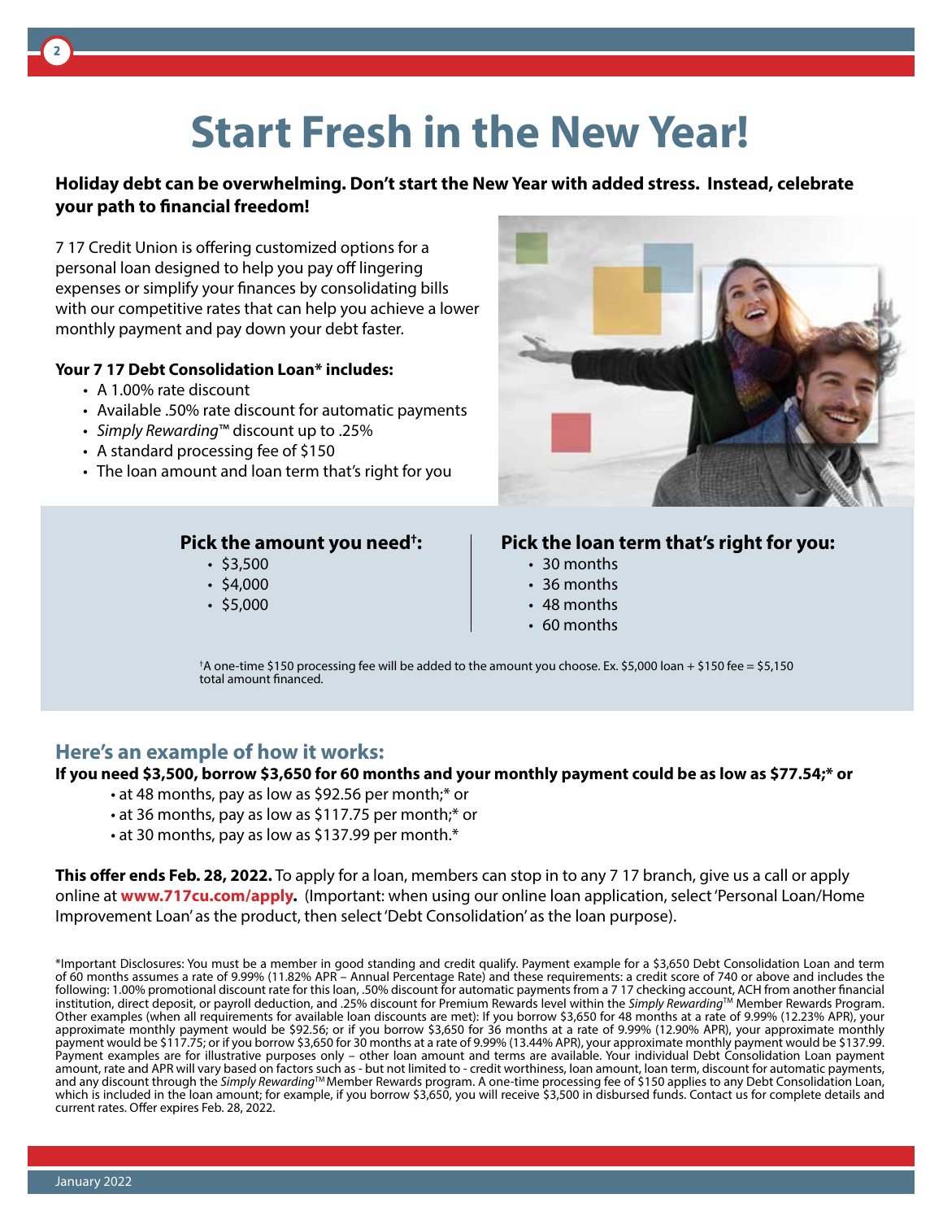# Start Fresh in the New Year!

**Holiday debt can be overwhelming. Don't start the New Year with added stress. Instead, celebrate your path to financial freedom!**

7 17 Credit Union is offering customized options for a personal loan designed to help you pay off lingering expenses or simplify your finances by consolidating bills with our competitive rates that can help you achieve a lower monthly payment and pay down your debt faster.

**Your 7 17 Debt Consolidation Loan* includes:**

- A 1.00% rate discount
- Available .50% rate discount for automatic payments
- *Simply Rewarding*™ discount up to .25%
- A standard processing fee of $150
- The loan amount and loan term that's right for you

**Pick the amount you need†:**

- $3,500
- $4,000
- $5,000

**Pick the loan term that's right for you:**

- 30 months
- 36 months
- 48 months
- 60 months

†A one-time $150 processing fee will be added to the amount you choose. Ex. $5,000 loan + $150 fee = $5,150 total amount financed.

## Here's an example of how it works:

**If you need $3,500, borrow $3,650 for 60 months and your monthly payment could be as low as $77.54;* or**

- at 48 months, pay as low as $92.56 per month;* or
- at 36 months, pay as low as $117.75 per month;* or
- at 30 months, pay as low as $137.99 per month.*

**This offer ends Feb. 28, 2022.** To apply for a loan, members can stop in to any 7 17 branch, give us a call or apply online at **www.717cu.com/apply.** (Important: when using our online loan application, select 'Personal Loan/Home Improvement Loan' as the product, then select 'Debt Consolidation' as the loan purpose).

*Important Disclosures: You must be a member in good standing and credit qualify. Payment example for a $3,650 Debt Consolidation Loan and term of 60 months assumes a rate of 9.99% (11.82% APR – Annual Percentage Rate) and these requirements: a credit score of 740 or above and includes the following: 1.00% promotional discount rate for this loan, .50% discount for automatic payments from a 7 17 checking account, ACH from another financial institution, direct deposit, or payroll deduction, and .25% discount for Premium Rewards level within the *Simply Rewarding*™ Member Rewards Program. Other examples (when all requirements for available loan discounts are met): If you borrow $3,650 for 48 months at a rate of 9.99% (12.23% APR), your approximate monthly payment would be $92.56; or if you borrow $3,650 for 36 months at a rate of 9.99% (12.90% APR), your approximate monthly payment would be $117.75; or if you borrow $3,650 for 30 months at a rate of 9.99% (13.44% APR), your approximate monthly payment would be $137.99. Payment examples are for illustrative purposes only – other loan amount and terms are available. Your individual Debt Consolidation Loan payment amount, rate and APR will vary based on factors such as - but not limited to - credit worthiness, loan amount, loan term, discount for automatic payments, and any discount through the *Simply Rewarding*™ Member Rewards program. A one-time processing fee of $150 applies to any Debt Consolidation Loan, which is included in the loan amount; for example, if you borrow $3,650, you will receive $3,500 in disbursed funds. Contact us for complete details and current rates. Offer expires Feb. 28, 2022.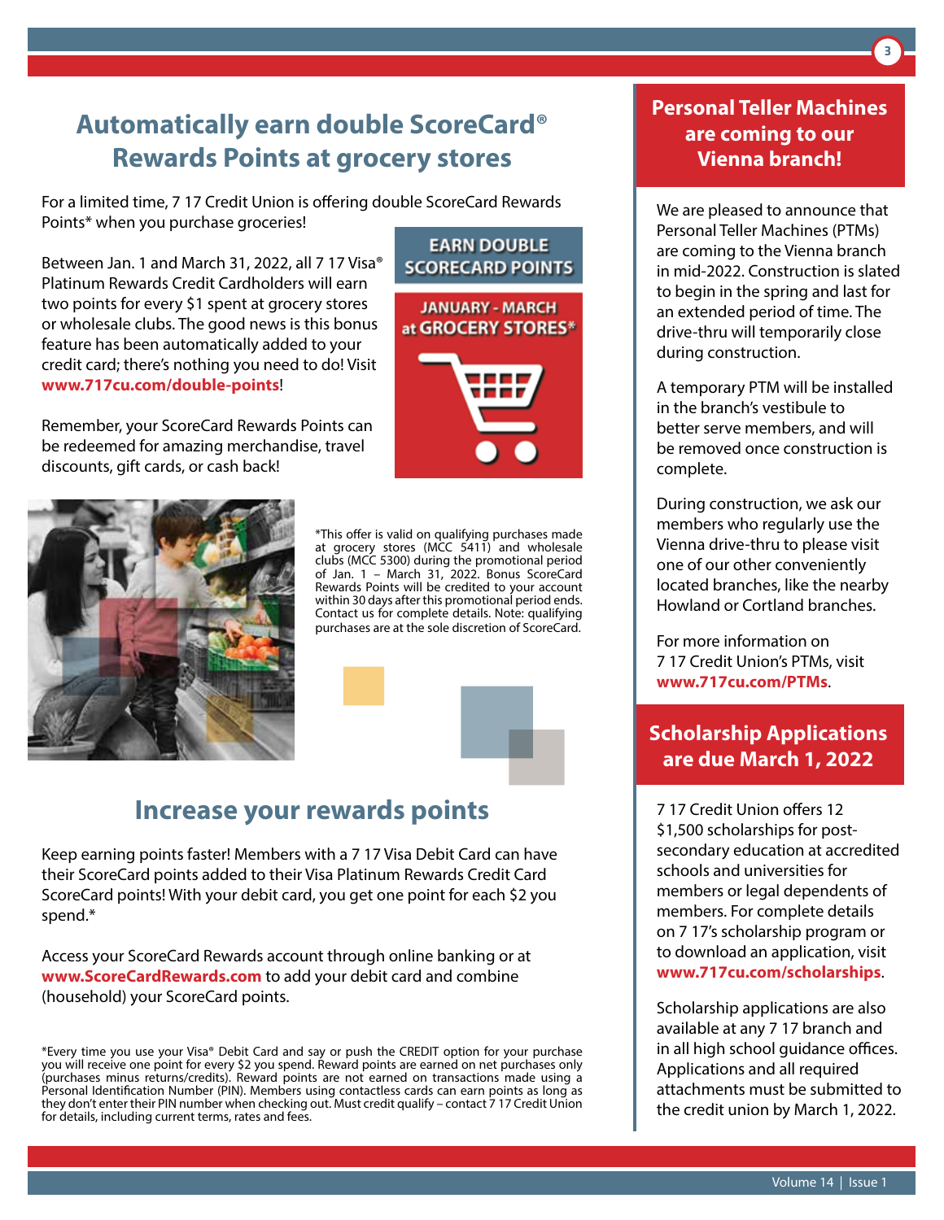## Automatically earn double ScoreCard® Rewards Points at grocery stores

For a limited time, 7 17 Credit Union is offering double ScoreCard Rewards Points* when you purchase groceries!

Between Jan. 1 and March 31, 2022, all 7 17 Visa® Platinum Rewards Credit Cardholders will earn two points for every $1 spent at grocery stores or wholesale clubs. The good news is this bonus feature has been automatically added to your credit card; there's nothing you need to do! Visit **www.717cu.com/double-points**!

Remember, your ScoreCard Rewards Points can be redeemed for amazing merchandise, travel discounts, gift cards, or cash back!

EARN DOUBLE SCORECARD POINTS

JANUARY - MARCH at GROCERY STORES*

*This offer is valid on qualifying purchases made at grocery stores (MCC 5411) and wholesale clubs (MCC 5300) during the promotional period of Jan. 1 – March 31, 2022. Bonus ScoreCard Rewards Points will be credited to your account within 30 days after this promotional period ends. Contact us for complete details. Note: qualifying purchases are at the sole discretion of ScoreCard.

## Increase your rewards points

Keep earning points faster! Members with a 7 17 Visa Debit Card can have their ScoreCard points added to their Visa Platinum Rewards Credit Card ScoreCard points! With your debit card, you get one point for each $2 you spend.*

Access your ScoreCard Rewards account through online banking or at **www.ScoreCardRewards.com** to add your debit card and combine (household) your ScoreCard points.

*Every time you use your Visa® Debit Card and say or push the CREDIT option for your purchase you will receive one point for every $2 you spend. Reward points are earned on net purchases only (purchases minus returns/credits). Reward points are not earned on transactions made using a Personal Identification Number (PIN). Members using contactless cards can earn points as long as they don't enter their PIN number when checking out. Must credit qualify – contact 7 17 Credit Union for details, including current terms, rates and fees.

## Personal Teller Machines are coming to our Vienna branch!

We are pleased to announce that Personal Teller Machines (PTMs) are coming to the Vienna branch in mid-2022. Construction is slated to begin in the spring and last for an extended period of time. The drive-thru will temporarily close during construction.

A temporary PTM will be installed in the branch's vestibule to better serve members, and will be removed once construction is complete.

During construction, we ask our members who regularly use the Vienna drive-thru to please visit one of our other conveniently located branches, like the nearby Howland or Cortland branches.

For more information on 7 17 Credit Union's PTMs, visit **www.717cu.com/PTMs**.

## Scholarship Applications are due March 1, 2022

7 17 Credit Union offers 12 $1,500 scholarships for post-secondary education at accredited schools and universities for members or legal dependents of members. For complete details on 7 17's scholarship program or to download an application, visit **www.717cu.com/scholarships**.

Scholarship applications are also available at any 7 17 branch and in all high school guidance offices. Applications and all required attachments must be submitted to the credit union by March 1, 2022.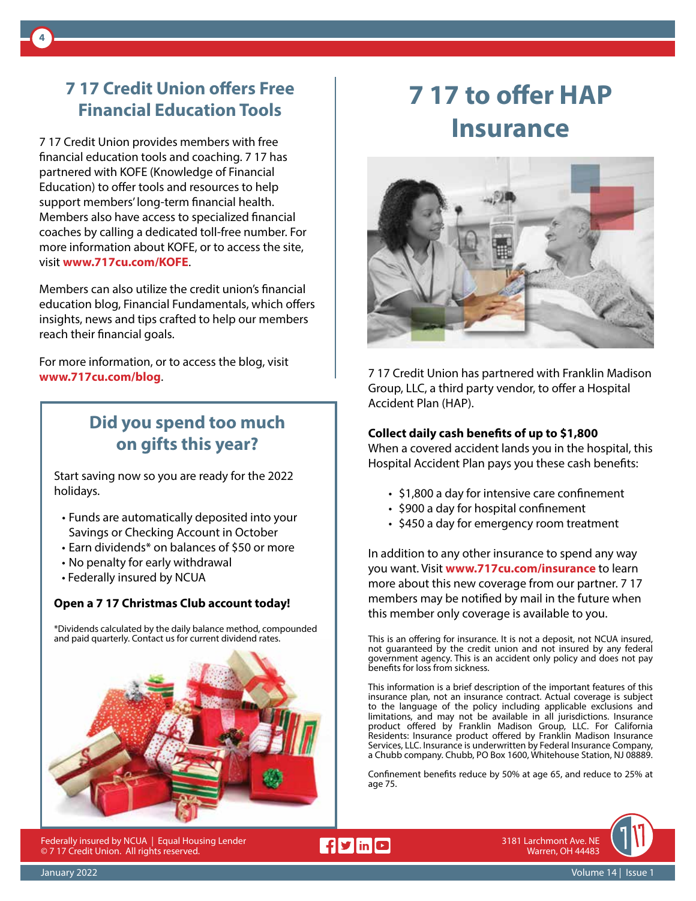## 7 17 Credit Union offers Free Financial Education Tools

7 17 Credit Union provides members with free financial education tools and coaching. 7 17 has partnered with KOFE (Knowledge of Financial Education) to offer tools and resources to help support members' long-term financial health. Members also have access to specialized financial coaches by calling a dedicated toll-free number. For more information about KOFE, or to access the site, visit **www.717cu.com/KOFE**.

Members can also utilize the credit union's financial education blog, Financial Fundamentals, which offers insights, news and tips crafted to help our members reach their financial goals.

For more information, or to access the blog, visit **www.717cu.com/blog**.

### Did you spend too much on gifts this year?

Start saving now so you are ready for the 2022 holidays.

- Funds are automatically deposited into your Savings or Checking Account in October
- Earn dividends* on balances of $50 or more
- No penalty for early withdrawal
- Federally insured by NCUA

**Open a 7 17 Christmas Club account today!**

*Dividends calculated by the daily balance method, compounded and paid quarterly. Contact us for current dividend rates.

# 7 17 to offer HAP Insurance

7 17 Credit Union has partnered with Franklin Madison Group, LLC, a third party vendor, to offer a Hospital Accident Plan (HAP).

**Collect daily cash benefits of up to $1,800**

When a covered accident lands you in the hospital, this Hospital Accident Plan pays you these cash benefits:

- $1,800 a day for intensive care confinement
- $900 a day for hospital confinement
- $450 a day for emergency room treatment

In addition to any other insurance to spend any way you want. Visit **www.717cu.com/insurance** to learn more about this new coverage from our partner. 7 17 members may be notified by mail in the future when this member only coverage is available to you.

This is an offering for insurance. It is not a deposit, not NCUA insured, not guaranteed by the credit union and not insured by any federal government agency. This is an accident only policy and does not pay benefits for loss from sickness.

This information is a brief description of the important features of this insurance plan, not an insurance contract. Actual coverage is subject to the language of the policy including applicable exclusions and limitations, and may not be available in all jurisdictions. Insurance product offered by Franklin Madison Group, LLC. For California Residents: Insurance product offered by Franklin Madison Insurance Services, LLC. Insurance is underwritten by Federal Insurance Company, a Chubb company. Chubb, PO Box 1600, Whitehouse Station, NJ 08889.

Confinement benefits reduce by 50% at age 65, and reduce to 25% at age 75.

Federally insured by NCUA | Equal Housing Lender
© 7 17 Credit Union. All rights reserved.

3181 Larchmont Ave. NE
Warren, OH 44483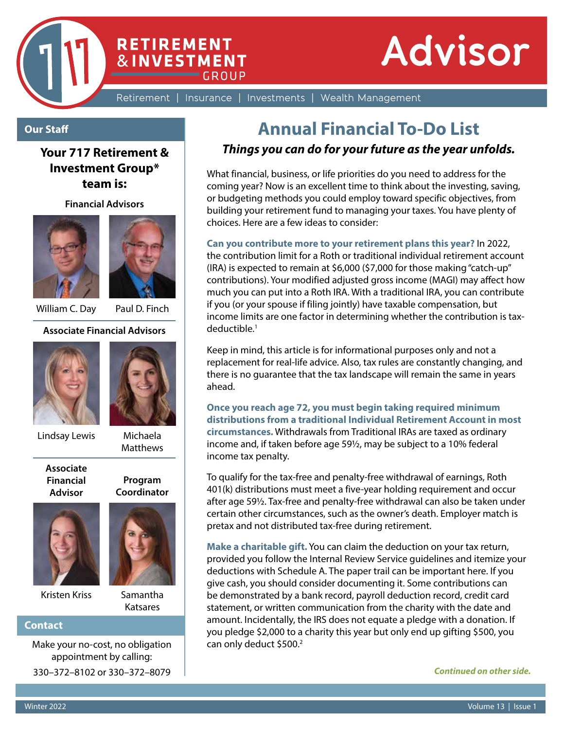# 717 Retirement & Investment Group Advisor

Retirement | Insurance | Investments | Wealth Management

## Our Staff

**Your 717 Retirement & Investment Group* team is:**

**Financial Advisors**

William C. Day

Paul D. Finch

**Associate Financial Advisors**

Lindsay Lewis

Michaela Matthews

**Associate Financial Advisor**

Kristen Kriss

**Program Coordinator**

Samantha Katsares

## Contact

Make your no-cost, no obligation appointment by calling:

330–372–8102 or 330–372–8079

# Annual Financial To-Do List

***Things you can do for your future as the year unfolds.***

What financial, business, or life priorities do you need to address for the coming year? Now is an excellent time to think about the investing, saving, or budgeting methods you could employ toward specific objectives, from building your retirement fund to managing your taxes. You have plenty of choices. Here are a few ideas to consider:

**Can you contribute more to your retirement plans this year?** In 2022, the contribution limit for a Roth or traditional individual retirement account (IRA) is expected to remain at $6,000 ($7,000 for those making "catch-up" contributions). Your modified adjusted gross income (MAGI) may affect how much you can put into a Roth IRA. With a traditional IRA, you can contribute if you (or your spouse if filing jointly) have taxable compensation, but income limits are one factor in determining whether the contribution is tax-deductible.[1]

Keep in mind, this article is for informational purposes only and not a replacement for real-life advice. Also, tax rules are constantly changing, and there is no guarantee that the tax landscape will remain the same in years ahead.

**Once you reach age 72, you must begin taking required minimum distributions from a traditional Individual Retirement Account in most circumstances.** Withdrawals from Traditional IRAs are taxed as ordinary income and, if taken before age 59½, may be subject to a 10% federal income tax penalty.

To qualify for the tax-free and penalty-free withdrawal of earnings, Roth 401(k) distributions must meet a five-year holding requirement and occur after age 59½. Tax-free and penalty-free withdrawal can also be taken under certain other circumstances, such as the owner's death. Employer match is pretax and not distributed tax-free during retirement.

**Make a charitable gift.** You can claim the deduction on your tax return, provided you follow the Internal Review Service guidelines and itemize your deductions with Schedule A. The paper trail can be important here. If you give cash, you should consider documenting it. Some contributions can be demonstrated by a bank record, payroll deduction record, credit card statement, or written communication from the charity with the date and amount. Incidentally, the IRS does not equate a pledge with a donation. If you pledge $2,000 to a charity this year but only end up gifting $500, you can only deduct $500.[2]

*Continued on other side.*

Winter 2022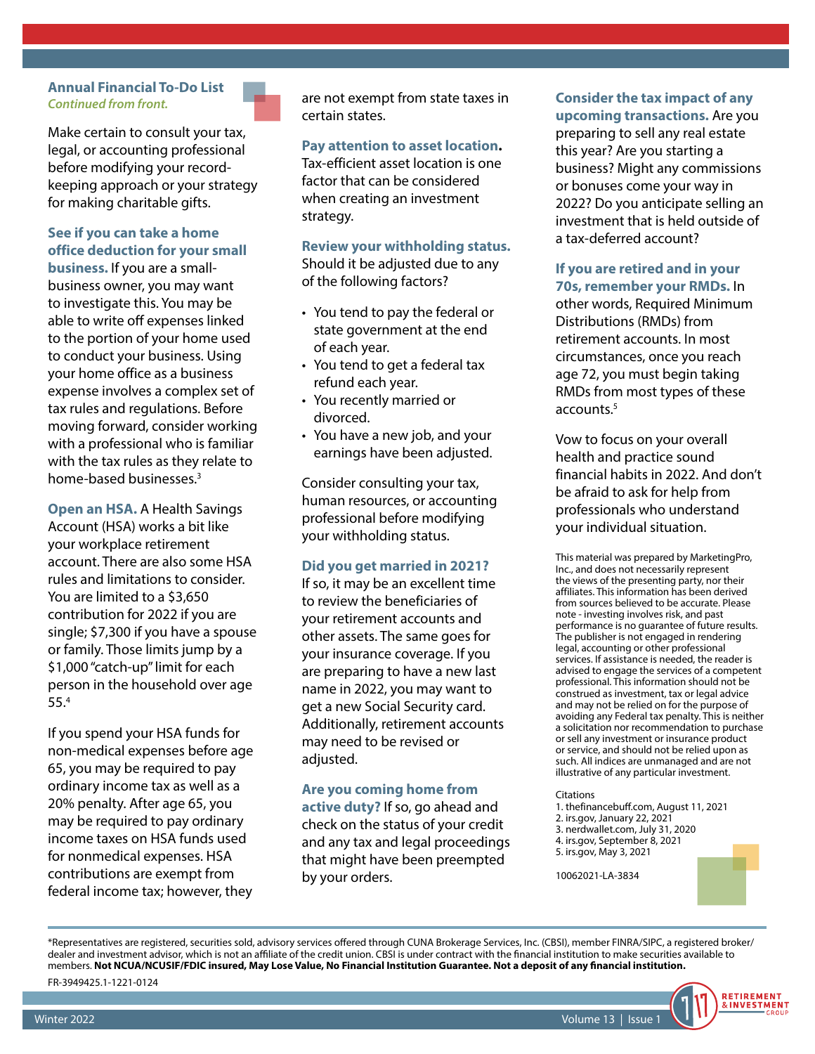## Annual Financial To-Do List

*Continued from front.*

Make certain to consult your tax, legal, or accounting professional before modifying your record-keeping approach or your strategy for making charitable gifts.

**See if you can take a home office deduction for your small business.** If you are a small-business owner, you may want to investigate this. You may be able to write off expenses linked to the portion of your home used to conduct your business. Using your home office as a business expense involves a complex set of tax rules and regulations. Before moving forward, consider working with a professional who is familiar with the tax rules as they relate to home-based businesses.[3]

**Open an HSA.** A Health Savings Account (HSA) works a bit like your workplace retirement account. There are also some HSA rules and limitations to consider. You are limited to a $3,650 contribution for 2022 if you are single; $7,300 if you have a spouse or family. Those limits jump by a $1,000 "catch-up" limit for each person in the household over age 55.[4]

If you spend your HSA funds for non-medical expenses before age 65, you may be required to pay ordinary income tax as well as a 20% penalty. After age 65, you may be required to pay ordinary income taxes on HSA funds used for nonmedical expenses. HSA contributions are exempt from federal income tax; however, they are not exempt from state taxes in certain states.

**Pay attention to asset location.** Tax-efficient asset location is one factor that can be considered when creating an investment strategy.

**Review your withholding status.** Should it be adjusted due to any of the following factors?

- You tend to pay the federal or state government at the end of each year.
- You tend to get a federal tax refund each year.
- You recently married or divorced.
- You have a new job, and your earnings have been adjusted.

Consider consulting your tax, human resources, or accounting professional before modifying your withholding status.

**Did you get married in 2021?** If so, it may be an excellent time to review the beneficiaries of your retirement accounts and other assets. The same goes for your insurance coverage. If you are preparing to have a new last name in 2022, you may want to get a new Social Security card. Additionally, retirement accounts may need to be revised or adjusted.

**Are you coming home from active duty?** If so, go ahead and check on the status of your credit and any tax and legal proceedings that might have been preempted by your orders.

**Consider the tax impact of any upcoming transactions.** Are you preparing to sell any real estate this year? Are you starting a business? Might any commissions or bonuses come your way in 2022? Do you anticipate selling an investment that is held outside of a tax-deferred account?

**If you are retired and in your 70s, remember your RMDs.** In other words, Required Minimum Distributions (RMDs) from retirement accounts. In most circumstances, once you reach age 72, you must begin taking RMDs from most types of these accounts.[5]

Vow to focus on your overall health and practice sound financial habits in 2022. And don't be afraid to ask for help from professionals who understand your individual situation.

This material was prepared by MarketingPro, Inc., and does not necessarily represent the views of the presenting party, nor their affiliates. This information has been derived from sources believed to be accurate. Please note - investing involves risk, and past performance is no guarantee of future results. The publisher is not engaged in rendering legal, accounting or other professional services. If assistance is needed, the reader is advised to engage the services of a competent professional. This information should not be construed as investment, tax or legal advice and may not be relied on for the purpose of avoiding any Federal tax penalty. This is neither a solicitation nor recommendation to purchase or sell any investment or insurance product or service, and should not be relied upon as such. All indices are unmanaged and are not illustrative of any particular investment.

Citations

1. thefinancebuff.com, August 11, 2021
2. irs.gov, January 22, 2021
3. nerdwallet.com, July 31, 2020
4. irs.gov, September 8, 2021
5. irs.gov, May 3, 2021

10062021-LA-3834

*Representatives are registered, securities sold, advisory services offered through CUNA Brokerage Services, Inc. (CBSI), member FINRA/SIPC, a registered broker/dealer and investment advisor, which is not an affiliate of the credit union. CBSI is under contract with the financial institution to make securities available to members. **Not NCUA/NCUSIF/FDIC insured, May Lose Value, No Financial Institution Guarantee. Not a deposit of any financial institution.**

FR-3949425.1-1221-0124